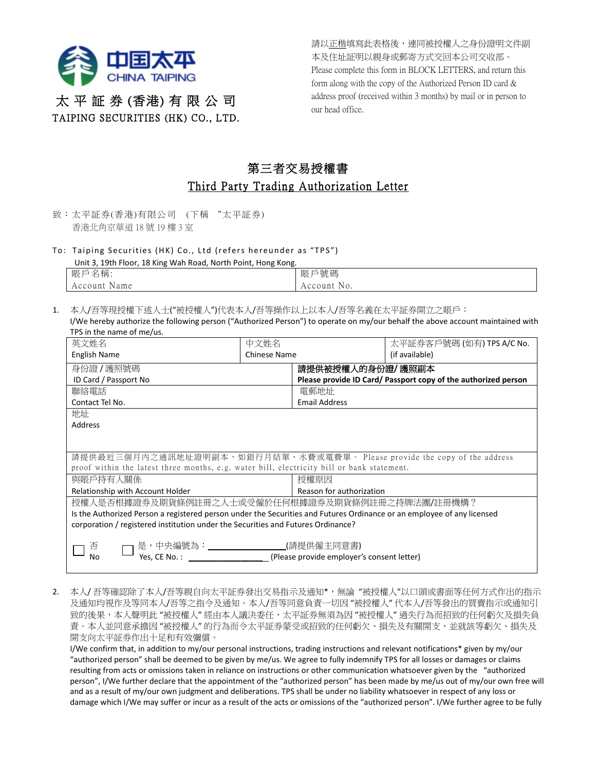中国太平
CHINA TAIPING

太 平 証 券 (香港) 有 限 公 司
TAIPING SECURITIES (HK) CO., LTD.

請以正楷填寫此表格後，連同被授權人之身份證明文件副本及住址証明以親身或郵寄方式交回本公司交收部。
Please complete this form in BLOCK LETTERS, and return this form along with the copy of the Authorized Person ID card & address proof (received within 3 months) by mail or in person to our head office.

# 第三者交易授權書
## Third Party Trading Authorization Letter

致：太平証券(香港)有限公司 (下稱 "太平証券)
香港北角京華道 18 號 19 樓 3 室

To: Taiping Securities (HK) Co., Ltd (refers hereunder as "TPS")
Unit 3, 19th Floor, 18 King Wah Road, North Point, Hong Kong.

| 賬戶名稱: Account Name | 賬戶號碼 Account No. |
|---|---|

1. 本人/吾等現授權下述人士("被授權人")代表本人/吾等操作以上以本人/吾等名義在太平証券開立之賬戶：
I/We hereby authorize the following person ("Authorized Person") to operate on my/our behalf the above account maintained with TPS in the name of me/us.

| 英文姓名 English Name | 中文姓名 Chinese Name | 太平証券客戶號碼 (如有) TPS A/C No. (if available) |
|---|---|---|
| 身份證 / 護照號碼 ID Card / Passport No | **請提供被授權人的身份證/ 護照副本 Please provide ID Card/ Passport copy of the authorized person** | |
| 聯絡電話 Contact Tel No. | 電郵地址 Email Address | |
| 地址 Address | | |
| 請提供最近三個月內之通訊地址證明副本，如銀行月結單、水費或電費單。 Please provide the copy of the address proof within the latest three months, e.g. water bill, electricity bill or bank statement. | | |
| 與賬戶持有人關係 Relationship with Account Holder | 授權原因 Reason for authorization | |
| 授權人是否根據證券及期貨條例註冊之人士或受僱於任何根據證券及期貨條例註冊之持牌法團/註冊機構？ Is the Authorized Person a registered person under the Securities and Futures Ordinance or an employee of any licensed corporation / registered institution under the Securities and Futures Ordinance? ☐ 否 No ☐ 是，中央編號為：\_\_\_\_\_\_\_\_\_\_\_\_\_\_\_\_(請提供僱主同意書) Yes, CE No.: \_\_\_\_\_\_\_\_\_\_\_\_\_\_\_\_ (Please provide employer's consent letter) | | |

2. 本人/ 吾等確認除了本人/吾等親自向太平証券發出交易指示及通知*，無論 "被授權人"以口頭或書面等任何方式作出的指示及通知均視作及等同本人/吾等之指令及通知。本人/吾等同意負責一切因 "被授權人" 代本人/吾等發出的買賣指示或通知引致的後果，本人聲明此 "被授權人" 經由本人議決委任，太平証券無須為因 "被授權人" 過失行為而招致的任何虧欠及損失負責。本人並同意承擔因 "被授權人" 的行為而令太平証券蒙受或招致的任何虧欠、損失及有關開支，並就該等虧欠、損失及開支向太平証券作出十足和有效彌償。
I/We confirm that, in addition to my/our personal instructions, trading instructions and relevant notifications* given by my/our "authorized person" shall be deemed to be given by me/us. We agree to fully indemnify TPS for all losses or damages or claims resulting from acts or omissions taken in reliance on instructions or other communication whatsoever given by the "authorized person", I/We further declare that the appointment of the "authorized person" has been made by me/us out of my/our own free will and as a result of my/our own judgment and deliberations. TPS shall be under no liability whatsoever in respect of any loss or damage which I/We may suffer or incur as a result of the acts or omissions of the "authorized person". I/We further agree to be fully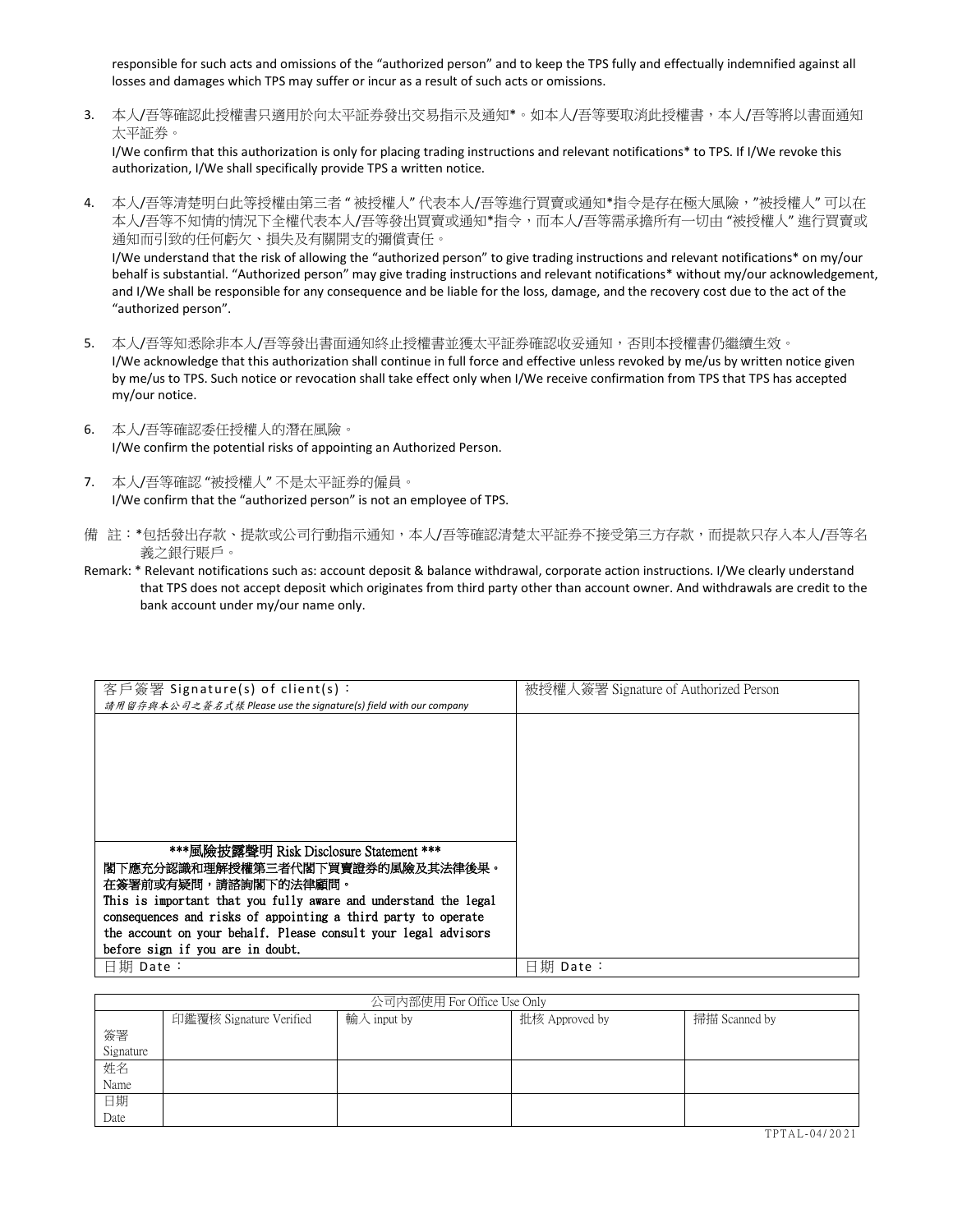responsible for such acts and omissions of the "authorized person" and to keep the TPS fully and effectually indemnified against all losses and damages which TPS may suffer or incur as a result of such acts or omissions.

3. 本人/吾等確認此授權書只適用於向太平証券發出交易指示及通知*。如本人/吾等要取消此授權書，本人/吾等將以書面通知太平証券。
   I/We confirm that this authorization is only for placing trading instructions and relevant notifications* to TPS. If I/We revoke this authorization, I/We shall specifically provide TPS a written notice.

4. 本人/吾等清楚明白此等授權由第三者 " 被授權人" 代表本人/吾等進行買賣或通知*指令是存在極大風險，"被授權人" 可以在本人/吾等不知情的情況下全權代表本人/吾等發出買賣或通知*指令，而本人/吾等需承擔所有一切由 "被授權人" 進行買賣或通知而引致的任何虧欠、損失及有關開支的彌償責任。
   I/We understand that the risk of allowing the "authorized person" to give trading instructions and relevant notifications* on my/our behalf is substantial. "Authorized person" may give trading instructions and relevant notifications* without my/our acknowledgement, and I/We shall be responsible for any consequence and be liable for the loss, damage, and the recovery cost due to the act of the "authorized person".

5. 本人/吾等知悉除非本人/吾等發出書面通知終止授權書並獲太平証券確認收妥通知，否則本授權書仍繼續生效。
   I/We acknowledge that this authorization shall continue in full force and effective unless revoked by me/us by written notice given by me/us to TPS. Such notice or revocation shall take effect only when I/We receive confirmation from TPS that TPS has accepted my/our notice.

6. 本人/吾等確認委任授權人的潛在風險。
   I/We confirm the potential risks of appointing an Authorized Person.

7. 本人/吾等確認 "被授權人" 不是太平証券的僱員。
   I/We confirm that the "authorized person" is not an employee of TPS.

備 註：*包括發出存款、提款或公司行動指示通知，本人/吾等確認清楚太平証券不接受第三方存款，而提款只存入本人/吾等名義之銀行賬戶。

Remark: * Relevant notifications such as: account deposit & balance withdrawal, corporate action instructions. I/We clearly understand that TPS does not accept deposit which originates from third party other than account owner. And withdrawals are credit to the bank account under my/our name only.

| 客戶簽署 Signature(s) of client(s)：<br>*請用留存與本公司之簽名式樣 Please use the signature(s) field with our company* | 被授權人簽署 Signature of Authorized Person |
|---|---|
| ***風險披露聲明 Risk Disclosure Statement ***<br>**閣下應充分認識和理解授權第三者代閣下買賣證券的風險及其法律後果。在簽署前或有疑問，請諮詢閣下的法律顧問。**<br>This is important that you fully aware and understand the legal consequences and risks of appointing a third party to operate the account on your behalf. Please consult your legal advisors before sign if you are in doubt. | |
| 日期 Date： | 日期 Date： |

| 公司內部使用 For Office Use Only | | | | |
|---|---|---|---|---|
| | 印鑑覆核 Signature Verified | 輸入 input by | 批核 Approved by | 掃描 Scanned by |
| 簽署 Signature | | | | |
| 姓名 Name | | | | |
| 日期 Date | | | | |

TPTAL-04/2021